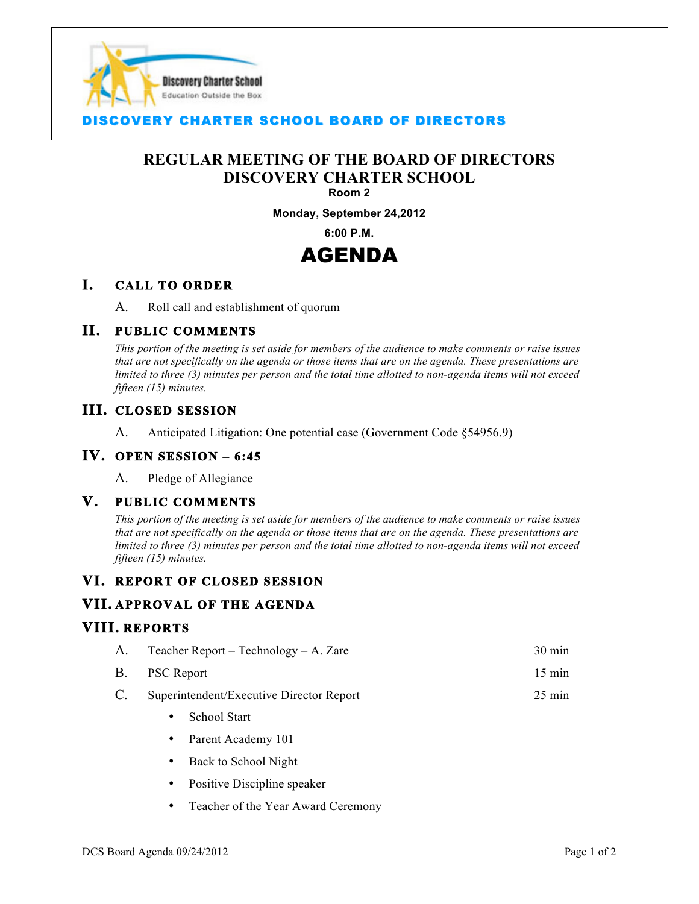Discovery Charter School
Education Outside the Box

**DISCOVERY CHARTER SCHOOL BOARD OF DIRECTORS**

# REGULAR MEETING OF THE BOARD OF DIRECTORS
# DISCOVERY CHARTER SCHOOL

**Room 2**

**Monday, September 24,2012**

**6:00 P.M.**

# AGENDA

## I. CALL TO ORDER

A. Roll call and establishment of quorum

## II. PUBLIC COMMENTS

*This portion of the meeting is set aside for members of the audience to make comments or raise issues that are not specifically on the agenda or those items that are on the agenda. These presentations are limited to three (3) minutes per person and the total time allotted to non-agenda items will not exceed fifteen (15) minutes.*

## III. CLOSED SESSION

A. Anticipated Litigation: One potential case (Government Code §54956.9)

## IV. OPEN SESSION – 6:45

A. Pledge of Allegiance

## V. PUBLIC COMMENTS

*This portion of the meeting is set aside for members of the audience to make comments or raise issues that are not specifically on the agenda or those items that are on the agenda. These presentations are limited to three (3) minutes per person and the total time allotted to non-agenda items will not exceed fifteen (15) minutes.*

## VI. REPORT OF CLOSED SESSION

## VII. APPROVAL OF THE AGENDA

## VIII. REPORTS

A. Teacher Report – Technology – A. Zare — 30 min

B. PSC Report — 15 min

C. Superintendent/Executive Director Report — 25 min

- School Start
- Parent Academy 101
- Back to School Night
- Positive Discipline speaker
- Teacher of the Year Award Ceremony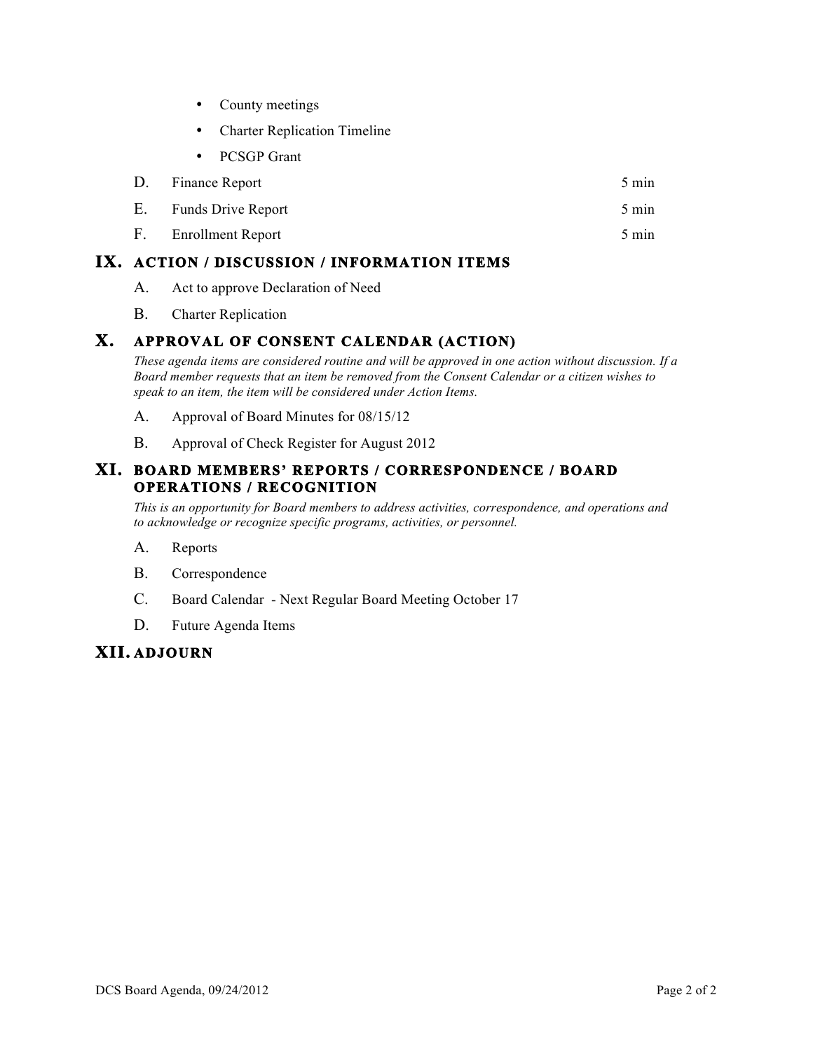- County meetings
- Charter Replication Timeline
- PCSGP Grant

| | | |
|---|---|---|
| D. | Finance Report | 5 min |
| E. | Funds Drive Report | 5 min |
| F. | Enrollment Report | 5 min |

## IX. ACTION / DISCUSSION / INFORMATION ITEMS

A. Act to approve Declaration of Need

B. Charter Replication

## X. APPROVAL OF CONSENT CALENDAR (ACTION)

*These agenda items are considered routine and will be approved in one action without discussion. If a Board member requests that an item be removed from the Consent Calendar or a citizen wishes to speak to an item, the item will be considered under Action Items.*

A. Approval of Board Minutes for 08/15/12

B. Approval of Check Register for August 2012

## XI. BOARD MEMBERS' REPORTS / CORRESPONDENCE / BOARD OPERATIONS / RECOGNITION

*This is an opportunity for Board members to address activities, correspondence, and operations and to acknowledge or recognize specific programs, activities, or personnel.*

A. Reports

B. Correspondence

C. Board Calendar - Next Regular Board Meeting October 17

D. Future Agenda Items

## XII. ADJOURN